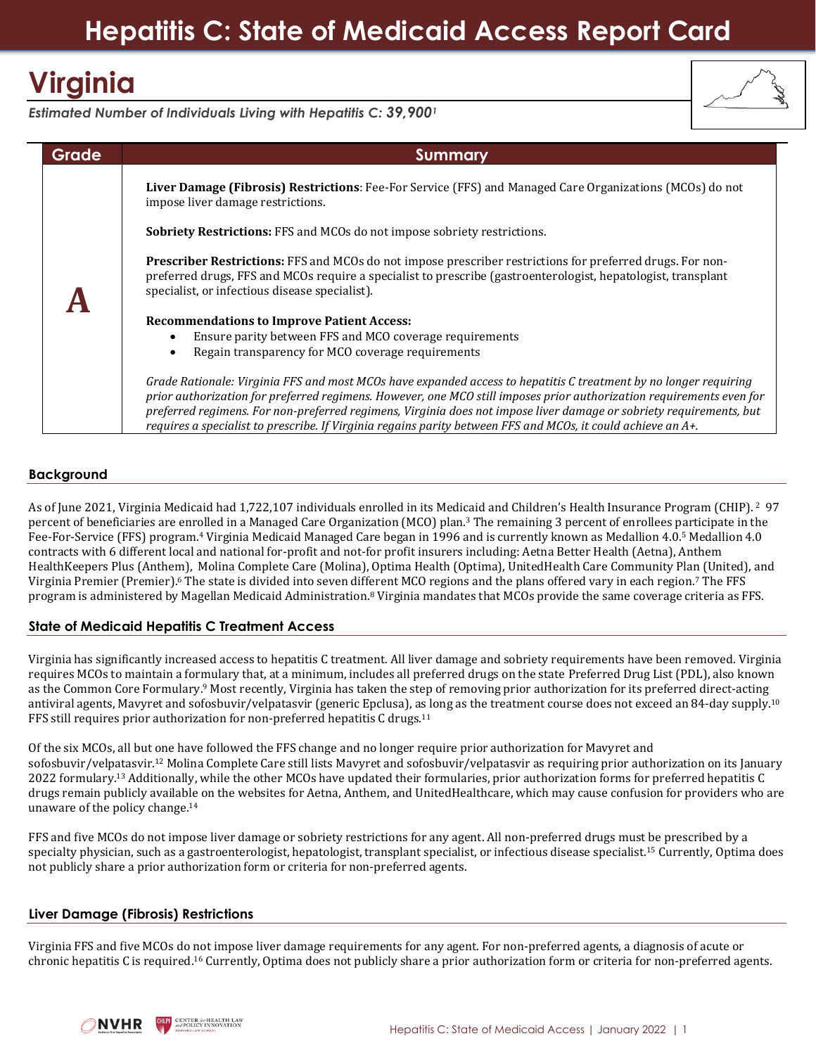# Hepatitis C: State of Medicaid Access Report Card

## Virginia

*Estimated Number of Individuals Living with Hepatitis C: 39,900[1]*

| Grade | Summary |
|---|---|
| **A** | **Liver Damage (Fibrosis) Restrictions**: Fee-For Service (FFS) and Managed Care Organizations (MCOs) do not impose liver damage restrictions.<br><br>**Sobriety Restrictions:** FFS and MCOs do not impose sobriety restrictions.<br><br>**Prescriber Restrictions:** FFS and MCOs do not impose prescriber restrictions for preferred drugs. For non-preferred drugs, FFS and MCOs require a specialist to prescribe (gastroenterologist, hepatologist, transplant specialist, or infectious disease specialist).<br><br>**Recommendations to Improve Patient Access:**<br>• Ensure parity between FFS and MCO coverage requirements<br>• Regain transparency for MCO coverage requirements<br><br>*Grade Rationale: Virginia FFS and most MCOs have expanded access to hepatitis C treatment by no longer requiring prior authorization for preferred regimens. However, one MCO still imposes prior authorization requirements even for preferred regimens. For non-preferred regimens, Virginia does not impose liver damage or sobriety requirements, but requires a specialist to prescribe. If Virginia regains parity between FFS and MCOs, it could achieve an A+.* |

### Background

As of June 2021, Virginia Medicaid had 1,722,107 individuals enrolled in its Medicaid and Children's Health Insurance Program (CHIP).[2] 97 percent of beneficiaries are enrolled in a Managed Care Organization (MCO) plan.[3] The remaining 3 percent of enrollees participate in the Fee-For-Service (FFS) program.[4] Virginia Medicaid Managed Care began in 1996 and is currently known as Medallion 4.0.[5] Medallion 4.0 contracts with 6 different local and national for-profit and not-for profit insurers including: Aetna Better Health (Aetna), Anthem HealthKeepers Plus (Anthem), Molina Complete Care (Molina), Optima Health (Optima), UnitedHealth Care Community Plan (United), and Virginia Premier (Premier).[6] The state is divided into seven different MCO regions and the plans offered vary in each region.[7] The FFS program is administered by Magellan Medicaid Administration.[8] Virginia mandates that MCOs provide the same coverage criteria as FFS.

### State of Medicaid Hepatitis C Treatment Access

Virginia has significantly increased access to hepatitis C treatment. All liver damage and sobriety requirements have been removed. Virginia requires MCOs to maintain a formulary that, at a minimum, includes all preferred drugs on the state Preferred Drug List (PDL), also known as the Common Core Formulary.[9] Most recently, Virginia has taken the step of removing prior authorization for its preferred direct-acting antiviral agents, Mavyret and sofosbuvir/velpatasvir (generic Epclusa), as long as the treatment course does not exceed an 84-day supply.[10] FFS still requires prior authorization for non-preferred hepatitis C drugs.[11]

Of the six MCOs, all but one have followed the FFS change and no longer require prior authorization for Mavyret and sofosbuvir/velpatasvir.[12] Molina Complete Care still lists Mavyret and sofosbuvir/velpatasvir as requiring prior authorization on its January 2022 formulary.[13] Additionally, while the other MCOs have updated their formularies, prior authorization forms for preferred hepatitis C drugs remain publicly available on the websites for Aetna, Anthem, and UnitedHealthcare, which may cause confusion for providers who are unaware of the policy change.[14]

FFS and five MCOs do not impose liver damage or sobriety restrictions for any agent. All non-preferred drugs must be prescribed by a specialty physician, such as a gastroenterologist, hepatologist, transplant specialist, or infectious disease specialist.[15] Currently, Optima does not publicly share a prior authorization form or criteria for non-preferred agents.

### Liver Damage (Fibrosis) Restrictions

Virginia FFS and five MCOs do not impose liver damage requirements for any agent. For non-preferred agents, a diagnosis of acute or chronic hepatitis C is required.[16] Currently, Optima does not publicly share a prior authorization form or criteria for non-preferred agents.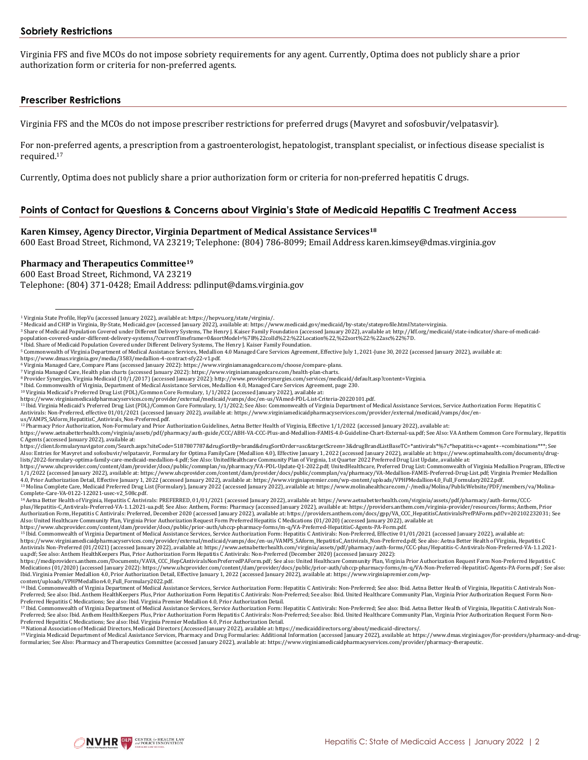## Sobriety Restrictions

Virginia FFS and five MCOs do not impose sobriety requirements for any agent. Currently, Optima does not publicly share a prior authorization form or criteria for non-preferred agents.

## Prescriber Restrictions

Virginia FFS and the MCOs do not impose prescriber restrictions for preferred drugs (Mavyret and sofosbuvir/velpatasvir).

For non-preferred agents, a prescription from a gastroenterologist, hepatologist, transplant specialist, or infectious disease specialist is required.[17]

Currently, Optima does not publicly share a prior authorization form or criteria for non-preferred hepatitis C drugs.

## Points of Contact for Questions & Concerns about Virginia's State of Medicaid Hepatitis C Treatment Access

**Karen Kimsey, Agency Director, Virginia Department of Medical Assistance Services[18]**
600 East Broad Street, Richmond, VA 23219; Telephone: (804) 786-8099; Email Address karen.kimsey@dmas.virginia.gov

**Pharmacy and Therapeutics Committee[19]**
600 East Broad Street, Richmond, VA 23219
Telephone: (804) 371-0428; Email Address: pdlinput@dams.virginia.gov

---

[1] Virginia State Profile, HepVu (accessed January 2022), available at: https://hepvu.org/state/virginia/.
[2] Medicaid and CHIP in Virginia, By-State, Medicaid.gov (accessed January 2022), available at: https://www.medicaid.gov/medicaid/by-state/stateprofile.html?state=virginia.
[3] Share of Medicaid Population Covered under Different Delivery Systems, The Henry J. Kaiser Family Foundation (accessed January 2022), available at: http://kff.org/medicaid/state-indicator/share-of-medicaid-population-covered-under-different-delivery-systems/?currentTimeframe=0&sortModel=%7B%22colId%22:%22Location%22,%22sort%22:%22asc%22%7D.
[4] Ibid. Share of Medicaid Population Covered under Different Delivery Systems, The Henry J. Kaiser Family Foundation.
[5] Commonwealth of Virginia Department of Medical Assistance Services, Medallion 4.0 Managed Care Services Agreement, Effective July 1, 2021-June 30, 2022 (accessed January 2022), available at: https://www.dmas.virginia.gov/media/3583/medallion-4-contract-sfy22-v1.pdf.
[6] Virginia Managed Care, Compare Plans (accessed January 2022): https://www.virginiamanagedcare.com/choose/compare-plans.
[7] Virginia Managed Care, Health plan charts (accessed January 2022): https://www.virginiamanagedcare.com/health-plan-charts.
[8] Provider Synergies, Virginia Medicaid (10/1/2017) (accessed January 2022): http://www.providersynergies.com/services/medicaid/default.asp?content=Virginia.
[9] Ibid. Commonwealth of Virginia, Department of Medical Assistance Services, Medallion 4.0, Managed Care Services Agreement, page 230.
[10] Virginia Medicaid's Preferred Drug List (PDL)/Common Core Formulary, 1/1/2022 (accessed January 2022), available at: https://www.virginiamedicaidpharmacyservices.com/provider/external/medicaid/vamps/doc/en-us/VAmed-PDL-List-Criteria-20220101.pdf.
[11] Ibid. Virginia Medicaid's Preferred Drug List (PDL)/Common Core Formulary, 1/1/2022; See Also: Commonwealth of Virginia Department of Medical Assistance Services, Service Authorization Form: Hepatitis C Antivirals: Non-Preferred, effective 01/01/2021 (accessed January 2022), available at: https://www.virginiamedicaidpharmacyservices.com/provider/external/medicaid/vamps/doc/en-us/VAMPS_SAform_HepatitisC_Antivirals_Non-Preferred.pdf.
[12] Pharmacy Prior Authorization, Non-Formulary and Prior Authorization Guidelines, Aetna Better Health of Virginia, Effective 1/1/2022 (accessed January 2022), available at: https://www.aetnabetterhealth.com/virginia/assets/pdf/pharmacy/auth-guide/CCC/ABH-VA-CCC-Plus-and-Medallion-FAMIS-4.0-Guideline-Chart-External-ua.pdf; See Also: VA Anthem Common Core Formulary, Hepatitis C Agents (accessed January 2022), available at: https://client.formularynavigator.com/Search.aspx?siteCode=5187807787&drugSortBy=brand&drugSortOrder=asc&targetScreen=3&drugBrandListBaseTC=*antivirals*%7c*hepatitis+c+agent+-+combinations***; See Also: Entries for Mavyret and sofosbuvir/velpatasvir, Formulary for Optima FamilyCare (Medallion 4.0), Effective January 1, 2022 (accessed January 2022), available at: https://www.optimahealth.com/documents/drug-lists/2022-formulary-optima-family-care-medicaid-medallion-4.pdf; See Also: UnitedHealthcare Community Plan of Virginia, 1st Quarter 2022 Preferred Drug List Update, available at: https://www.uhcprovider.com/content/dam/provider/docs/public/commplan/va/pharmacy/VA-PDL-Update-Q1-2022.pdf; UnitedHealthcare, Preferred Drug List: Commonwealth of Virginia Medallion Program, Effective 1/1/2022 (accessed January 2022), available at: https://www.uhcprovider.com/content/dam/provider/docs/public/commplan/va/pharmacy/VA-Medallion-FAMIS-Preferred-Drug-List.pdf; Virginia Premier Medallion 4.0, Prior Authorization Detail, Effective January 1, 2022 (accessed January 2022), available at: https://www.virginiapremier.com/wp-content/uploads/VPHPMedallion4.0_Full_Formulary2022.pdf.
[13] Molina Complete Care, Medicaid Preferred Drug List (Formulary), January 2022 (accessed January 2022), available at: https://www.molinahealthcare.com/-/media/Molina/PublicWebsite/PDF/members/va/Molina-Complete-Care-VA-0122-122021-usec-v2_508c.pdf.
[14] Aetna Better Health of Virginia, Hepatitis C Antivirals: PREFERRED, 01/01/2021 (accessed January 2022), available at: https://www.aetnabetterhealth.com/virginia/assets/pdf/pharmacy/auth-forms/CCC-plus/Hepatitis-C_Antivirals-Preferred-VA-1.1.2021-ua.pdf; See Also: Anthem, Forms: Pharmacy (accessed January 2022), available at: https://providers.anthem.com/virginia-provider/resources/forms; Anthem, Prior Authorization Form, Hepatitis C Antivirals: Preferred, December 2020 (accessed January 2022), available at: https://providers.anthem.com/docs/gpp/VA_CCC_HepatitisCAntiviralsPrefPAForm.pdf?v=202102232031; See Also: United Healthcare Community Plan, Virginia Prior Authorization Request Form Preferred Hepatitis C Medications (01/2020) (accessed January 2022), available at: https://www.uhcprovider.com/content/dam/provider/docs/public/prior-auth/uhccp-pharmacy-forms/m-q/VA-Preferred-HepatitisC-Agents-PA-Form.pdf.
[15] Ibid. Commonwealth of Virginia Department of Medical Assistance Services, Service Authorization Form: Hepatitis C Antivirals: Non-Preferred, Effective 01/01/2021 (accessed January 2022), available at: https://www.virginiamedicaidpharmacyservices.com/provider/external/medicaid/vamps/doc/en-us/VAMPS_SAform_HepatitisC_Antivirals_Non-Preferred.pdf; See also: Aetna Better Health of Virginia, Hepatitis C Antivirals Non-Preferred (01/2021) (accessed January 2022), available at: https://www.aetnabetterhealth.com/virginia/assets/pdf/pharmacy/auth-forms/CCC-plus/Hepatitis-C-Antivirals-Non-Preferred-VA-1.1.2021-ua.pdf; See also: Anthem HealthKeepers Plus, Prior Authorization Form Hepatitis C Antivirals: Non-Preferred (December 2020) (accessed January 2022): https://mediproviders.anthem.com/Documents/VAVA_CCC_HepCAntiviralsNonPreferredPAForm.pdf; See also: United Healthcare Community Plan, Virginia Prior Authorization Request Form Non-Preferred Hepatitis C Medications (01/2020) (accessed January 2022): https://www.uhcprovider.com/content/dam/provider/docs/public/prior-auth/uhccp-pharmacy-forms/m-q/VA-Non-Preferred-HepatitisC-Agents-PA-Form.pdf ; See also: Ibid. Virginia Premier Medallion 4.0, Prior Authorization Detail, Effective January 1, 2022 (accessed January 2022), available at: https://www.virginiapremier.com/wp-content/uploads/VPHPMedallion4.0_Full_Formulary2022.pdf.
[16] Ibid. Commonwealth of Virginia Department of Medical Assistance Services, Service Authorization Form: Hepatitis C Antivirals: Non-Preferred; See also: Ibid. Aetna Better Health of Virginia, Hepatitis C Antivirals Non-Preferred; See also: Ibid. Anthem HealthKeepers Plus, Prior Authorization Form Hepatitis C Antivirals: Non-Preferred; See also: Ibid. United Healthcare Community Plan, Virginia Prior Authorization Request Form Non-Preferred Hepatitis C Medications; See also: Ibid. Virginia Premier Medallion 4.0, Prior Authorization Detail.
[17] Ibid. Commonwealth of Virginia Department of Medical Assistance Services, Service Authorization Form: Hepatitis C Antivirals: Non-Preferred; See also: Ibid. Aetna Better Health of Virginia, Hepatitis C Antivirals Non-Preferred; See also: Ibid. Anthem HealthKeepers Plus, Prior Authorization Form Hepatitis C Antivirals: Non-Preferred; See also: Ibid. United Healthcare Community Plan, Virginia Prior Authorization Request Form Non-Preferred Hepatitis C Medications; See also: Ibid. Virginia Premier Medallion 4.0, Prior Authorization Detail.
[18] National Association of Medicaid Directors, Medicaid Directors (Accessed January 2022), available at: https://medicaiddirectors.org/about/medicaid-directors/.
[19] Virginia Medicaid Department of Medical Assistance Services, Pharmacy and Drug Formularies: Additional Information (accessed January 2022), available at: https://www.dmas.virginia.gov/for-providers/pharmacy-and-drug-formularies; See Also: Pharmacy and Therapeutics Committee (accessed January 2022), available at: https://www.virginiamedicaidpharmacyservices.com/provider/pharmacy-therapeutic.